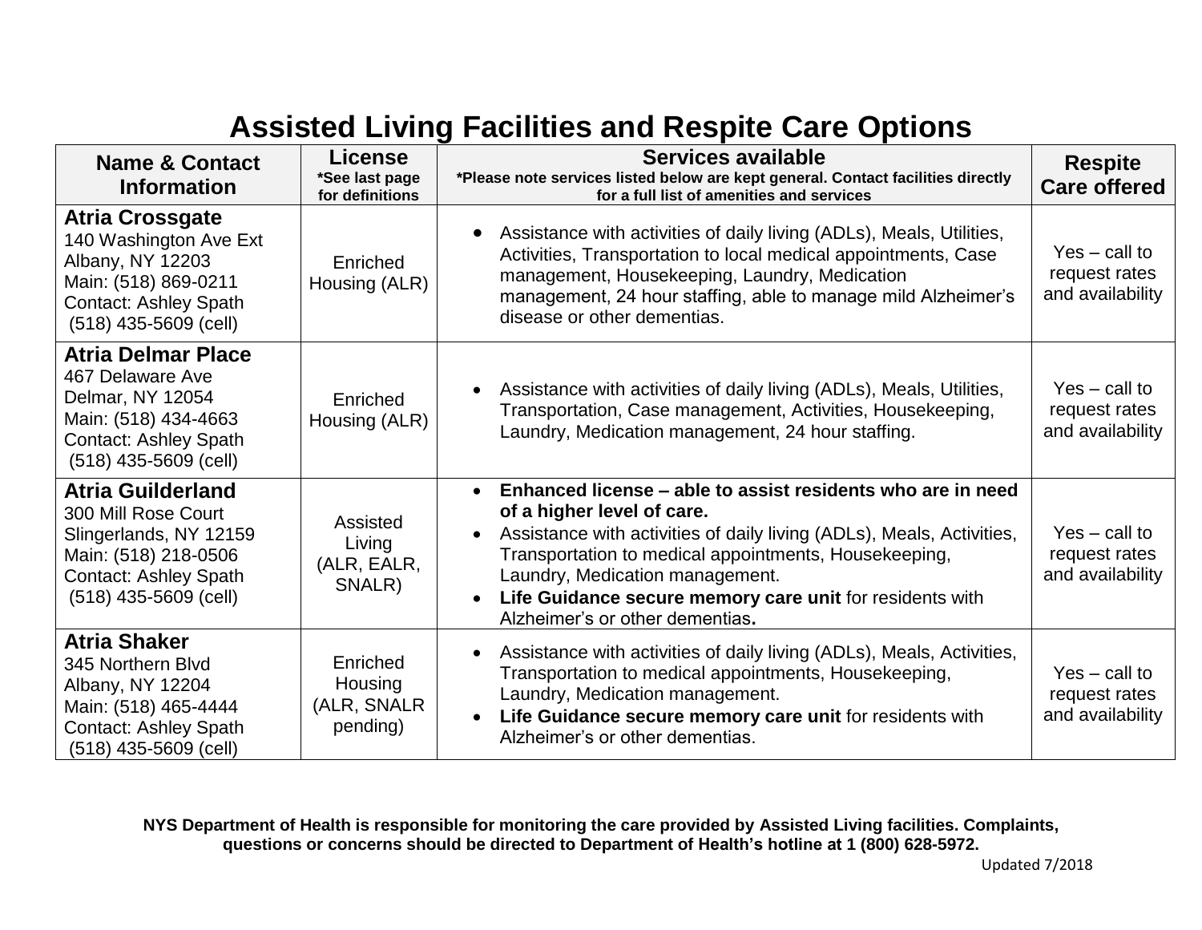# Assisted Living Facilities and Respite Care Options

| Name & Contact Information | License *See last page for definitions | Services available *Please note services listed below are kept general. Contact facilities directly for a full list of amenities and services | Respite Care offered |
|---|---|---|---|
| **Atria Crossgate**<br>140 Washington Ave Ext<br>Albany, NY 12203<br>Main: (518) 869-0211<br>Contact: Ashley Spath<br>(518) 435-5609 (cell) | Enriched Housing (ALR) | • Assistance with activities of daily living (ADLs), Meals, Utilities, Activities, Transportation to local medical appointments, Case management, Housekeeping, Laundry, Medication management, 24 hour staffing, able to manage mild Alzheimer's disease or other dementias. | Yes – call to request rates and availability |
| **Atria Delmar Place**<br>467 Delaware Ave<br>Delmar, NY 12054<br>Main: (518) 434-4663<br>Contact: Ashley Spath<br>(518) 435-5609 (cell) | Enriched Housing (ALR) | • Assistance with activities of daily living (ADLs), Meals, Utilities, Transportation, Case management, Activities, Housekeeping, Laundry, Medication management, 24 hour staffing. | Yes – call to request rates and availability |
| **Atria Guilderland**<br>300 Mill Rose Court<br>Slingerlands, NY 12159<br>Main: (518) 218-0506<br>Contact: Ashley Spath<br>(518) 435-5609 (cell) | Assisted Living (ALR, EALR, SNALR) | • **Enhanced license – able to assist residents who are in need of a higher level of care.**<br>• Assistance with activities of daily living (ADLs), Meals, Activities, Transportation to medical appointments, Housekeeping, Laundry, Medication management.<br>• **Life Guidance secure memory care unit** for residents with Alzheimer's or other dementias**.** | Yes – call to request rates and availability |
| **Atria Shaker**<br>345 Northern Blvd<br>Albany, NY 12204<br>Main: (518) 465-4444<br>Contact: Ashley Spath<br>(518) 435-5609 (cell) | Enriched Housing (ALR, SNALR pending) | • Assistance with activities of daily living (ADLs), Meals, Activities, Transportation to medical appointments, Housekeeping, Laundry, Medication management.<br>• **Life Guidance secure memory care unit** for residents with Alzheimer's or other dementias. | Yes – call to request rates and availability |

**NYS Department of Health is responsible for monitoring the care provided by Assisted Living facilities. Complaints, questions or concerns should be directed to Department of Health's hotline at 1 (800) 628-5972.**

Updated 7/2018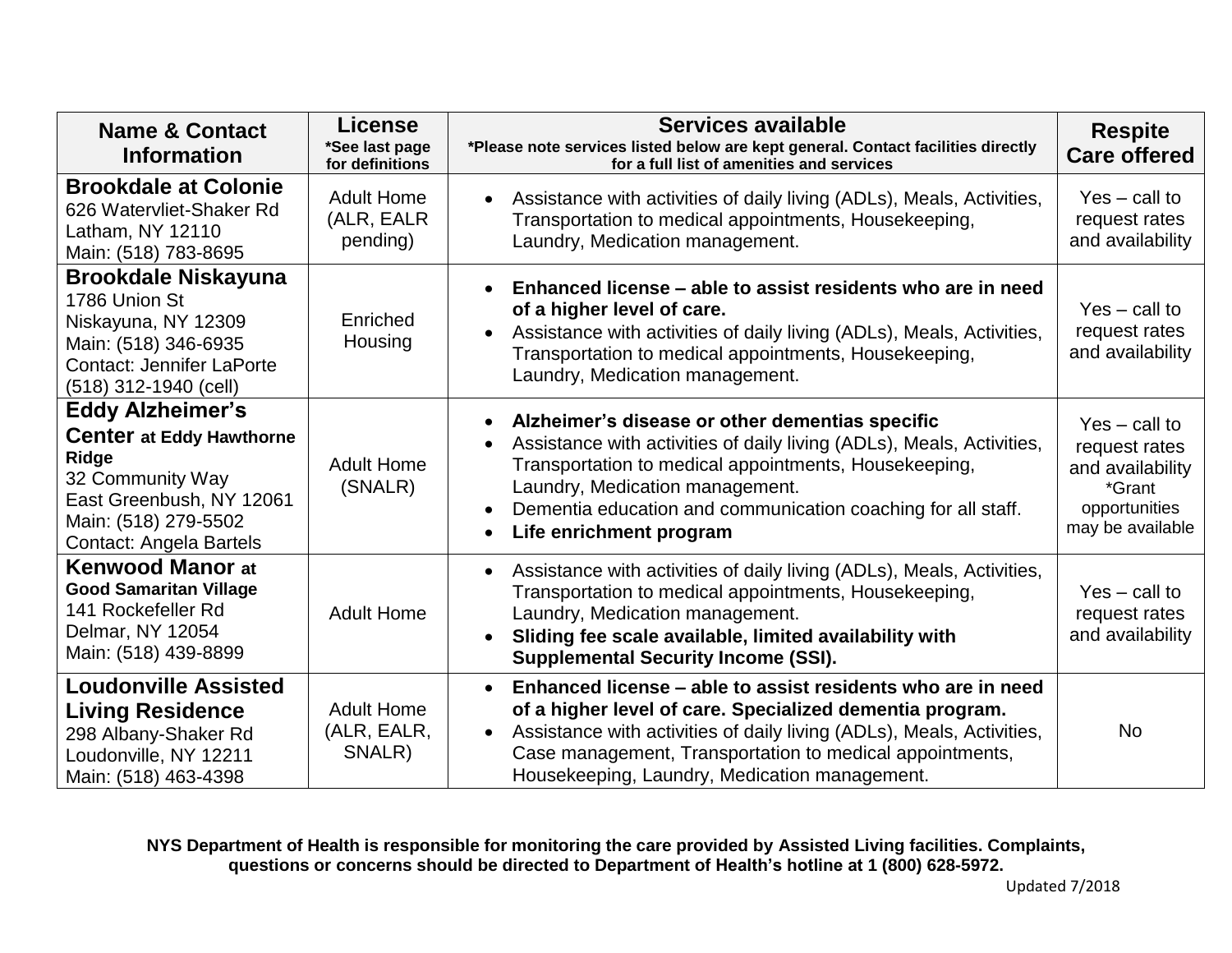| **Name & Contact Information** | **License** *See last page for definitions | **Services available** *Please note services listed below are kept general. Contact facilities directly for a full list of amenities and services | **Respite Care offered** |
|---|---|---|---|
| **Brookdale at Colonie**<br>626 Watervliet-Shaker Rd<br>Latham, NY 12110<br>Main: (518) 783-8695 | Adult Home (ALR, EALR pending) | • Assistance with activities of daily living (ADLs), Meals, Activities, Transportation to medical appointments, Housekeeping, Laundry, Medication management. | Yes – call to request rates and availability |
| **Brookdale Niskayuna**<br>1786 Union St<br>Niskayuna, NY 12309<br>Main: (518) 346-6935<br>Contact: Jennifer LaPorte<br>(518) 312-1940 (cell) | Enriched Housing | • **Enhanced license – able to assist residents who are in need of a higher level of care.**<br>• Assistance with activities of daily living (ADLs), Meals, Activities, Transportation to medical appointments, Housekeeping, Laundry, Medication management. | Yes – call to request rates and availability |
| **Eddy Alzheimer's Center at Eddy Hawthorne Ridge**<br>32 Community Way<br>East Greenbush, NY 12061<br>Main: (518) 279-5502<br>Contact: Angela Bartels | Adult Home (SNALR) | • **Alzheimer's disease or other dementias specific**<br>• Assistance with activities of daily living (ADLs), Meals, Activities, Transportation to medical appointments, Housekeeping, Laundry, Medication management.<br>• Dementia education and communication coaching for all staff.<br>• **Life enrichment program** | Yes – call to request rates and availability<br>*Grant opportunities may be available |
| **Kenwood Manor at Good Samaritan Village**<br>141 Rockefeller Rd<br>Delmar, NY 12054<br>Main: (518) 439-8899 | Adult Home | • Assistance with activities of daily living (ADLs), Meals, Activities, Transportation to medical appointments, Housekeeping, Laundry, Medication management.<br>• **Sliding fee scale available, limited availability with Supplemental Security Income (SSI).** | Yes – call to request rates and availability |
| **Loudonville Assisted Living Residence**<br>298 Albany-Shaker Rd<br>Loudonville, NY 12211<br>Main: (518) 463-4398 | Adult Home (ALR, EALR, SNALR) | • **Enhanced license – able to assist residents who are in need of a higher level of care. Specialized dementia program.**<br>• Assistance with activities of daily living (ADLs), Meals, Activities, Case management, Transportation to medical appointments, Housekeeping, Laundry, Medication management. | No |

**NYS Department of Health is responsible for monitoring the care provided by Assisted Living facilities. Complaints, questions or concerns should be directed to Department of Health's hotline at 1 (800) 628-5972.**

Updated 7/2018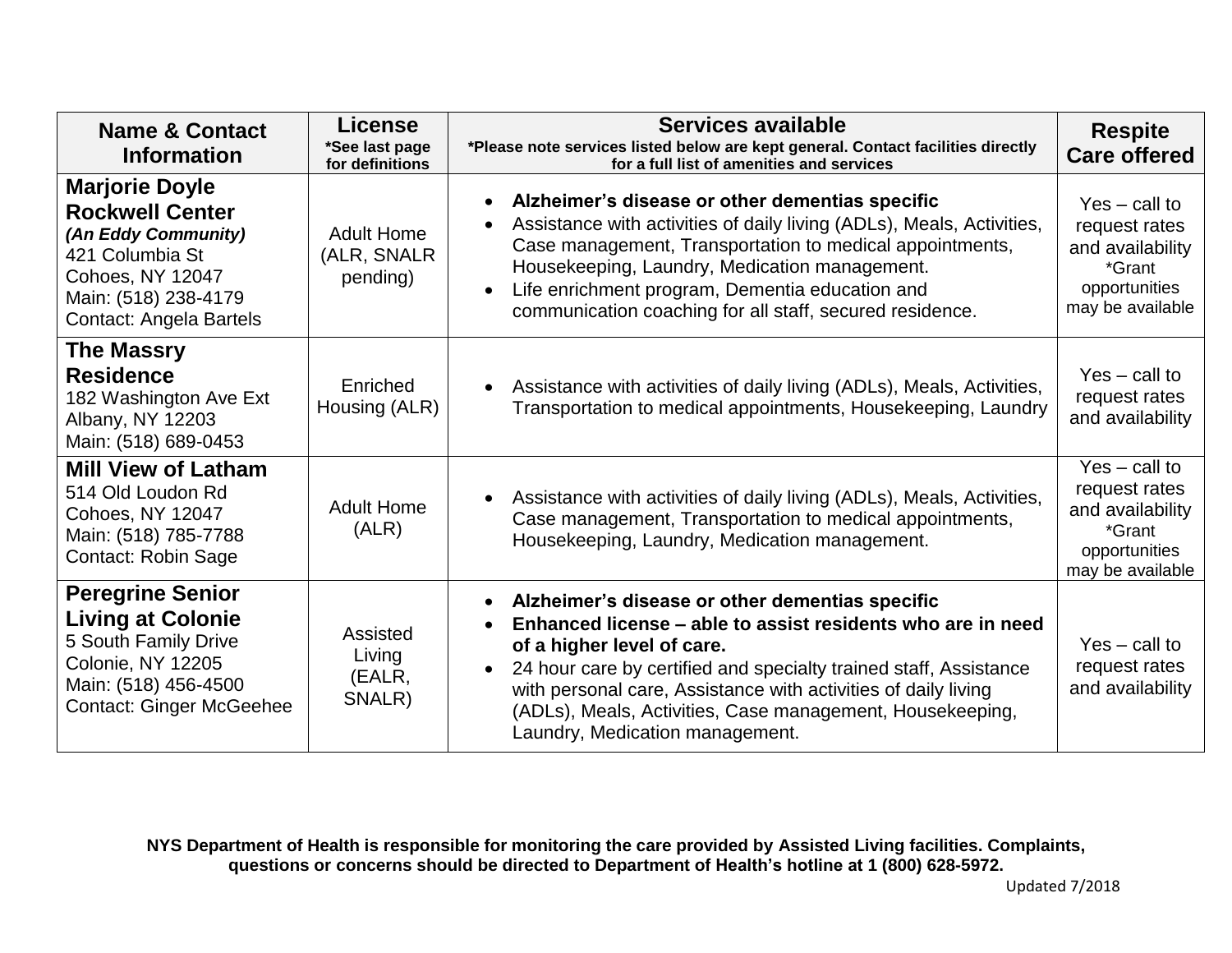| **Name & Contact Information** | **License** **\*See last page for definitions** | **Services available** **\*Please note services listed below are kept general. Contact facilities directly for a full list of amenities and services** | **Respite Care offered** |
|---|---|---|---|
| **Marjorie Doyle Rockwell Center** ***(An Eddy Community)*** 421 Columbia St Cohoes, NY 12047 Main: (518) 238-4179 Contact: Angela Bartels | Adult Home (ALR, SNALR pending) | • **Alzheimer's disease or other dementias specific** • Assistance with activities of daily living (ADLs), Meals, Activities, Case management, Transportation to medical appointments, Housekeeping, Laundry, Medication management. • Life enrichment program, Dementia education and communication coaching for all staff, secured residence. | Yes – call to request rates and availability \*Grant opportunities may be available |
| **The Massry Residence** 182 Washington Ave Ext Albany, NY 12203 Main: (518) 689-0453 | Enriched Housing (ALR) | • Assistance with activities of daily living (ADLs), Meals, Activities, Transportation to medical appointments, Housekeeping, Laundry | Yes – call to request rates and availability |
| **Mill View of Latham** 514 Old Loudon Rd Cohoes, NY 12047 Main: (518) 785-7788 Contact: Robin Sage | Adult Home (ALR) | • Assistance with activities of daily living (ADLs), Meals, Activities, Case management, Transportation to medical appointments, Housekeeping, Laundry, Medication management. | Yes – call to request rates and availability \*Grant opportunities may be available |
| **Peregrine Senior Living at Colonie** 5 South Family Drive Colonie, NY 12205 Main: (518) 456-4500 Contact: Ginger McGeehee | Assisted Living (EALR, SNALR) | • **Alzheimer's disease or other dementias specific** • **Enhanced license – able to assist residents who are in need of a higher level of care.** • 24 hour care by certified and specialty trained staff, Assistance with personal care, Assistance with activities of daily living (ADLs), Meals, Activities, Case management, Housekeeping, Laundry, Medication management. | Yes – call to request rates and availability |

**NYS Department of Health is responsible for monitoring the care provided by Assisted Living facilities. Complaints, questions or concerns should be directed to Department of Health's hotline at 1 (800) 628-5972.**

Updated 7/2018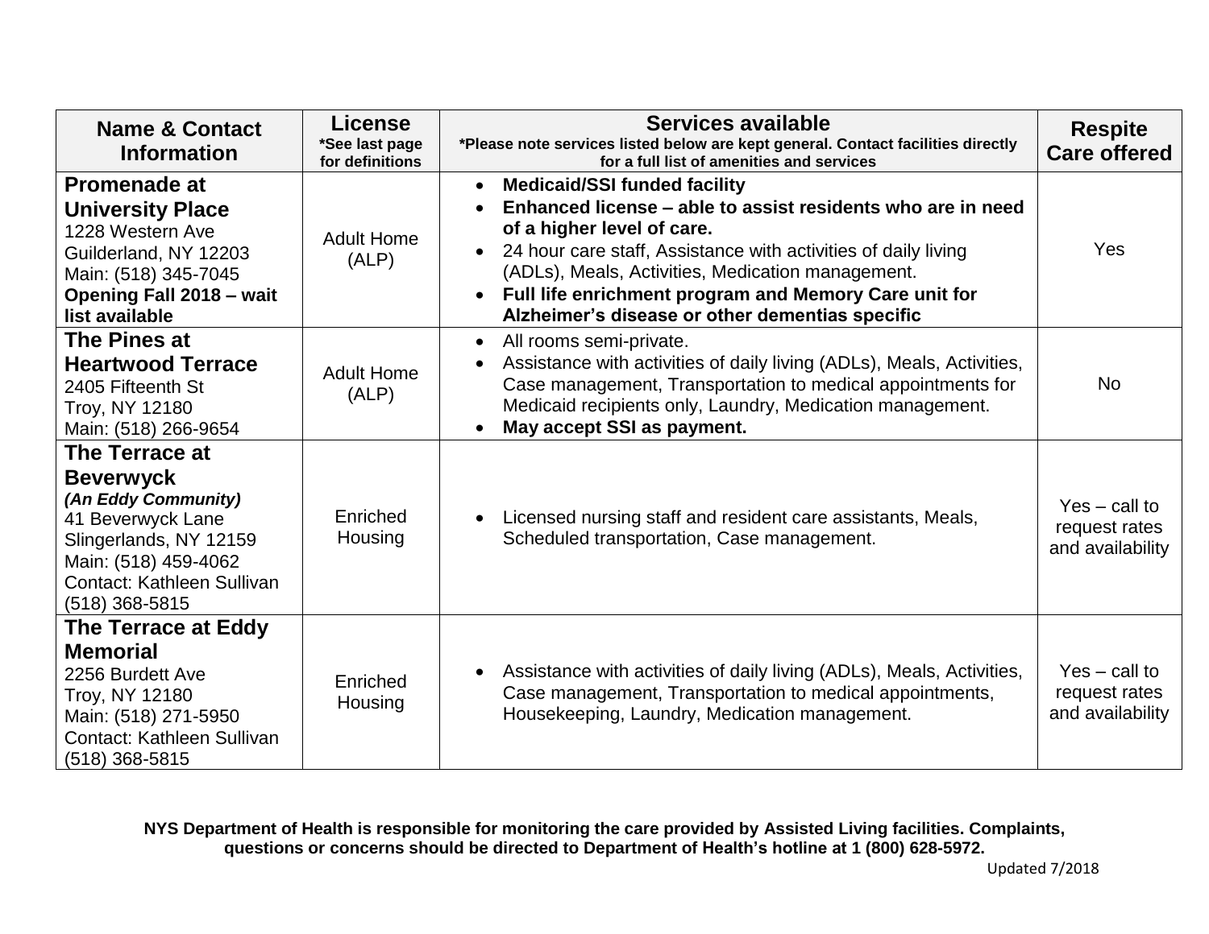| **Name & Contact Information** | **License** **\*See last page for definitions** | **Services available** **\*Please note services listed below are kept general. Contact facilities directly for a full list of amenities and services** | **Respite Care offered** |
|---|---|---|---|
| **Promenade at University Place**<br>1228 Western Ave<br>Guilderland, NY 12203<br>Main: (518) 345-7045<br>**Opening Fall 2018 – wait list available** | Adult Home (ALP) | • **Medicaid/SSI funded facility**<br>• **Enhanced license – able to assist residents who are in need of a higher level of care.**<br>• 24 hour care staff, Assistance with activities of daily living (ADLs), Meals, Activities, Medication management.<br>• **Full life enrichment program and Memory Care unit for Alzheimer's disease or other dementias specific** | Yes |
| **The Pines at Heartwood Terrace**<br>2405 Fifteenth St<br>Troy, NY 12180<br>Main: (518) 266-9654 | Adult Home (ALP) | • All rooms semi-private.<br>• Assistance with activities of daily living (ADLs), Meals, Activities, Case management, Transportation to medical appointments for Medicaid recipients only, Laundry, Medication management.<br>• **May accept SSI as payment.** | No |
| **The Terrace at Beverwyck**<br>***(An Eddy Community)***<br>41 Beverwyck Lane<br>Slingerlands, NY 12159<br>Main: (518) 459-4062<br>Contact: Kathleen Sullivan (518) 368-5815 | Enriched Housing | • Licensed nursing staff and resident care assistants, Meals, Scheduled transportation, Case management. | Yes – call to request rates and availability |
| **The Terrace at Eddy Memorial**<br>2256 Burdett Ave<br>Troy, NY 12180<br>Main: (518) 271-5950<br>Contact: Kathleen Sullivan (518) 368-5815 | Enriched Housing | • Assistance with activities of daily living (ADLs), Meals, Activities, Case management, Transportation to medical appointments, Housekeeping, Laundry, Medication management. | Yes – call to request rates and availability |

**NYS Department of Health is responsible for monitoring the care provided by Assisted Living facilities. Complaints, questions or concerns should be directed to Department of Health's hotline at 1 (800) 628-5972.**

Updated 7/2018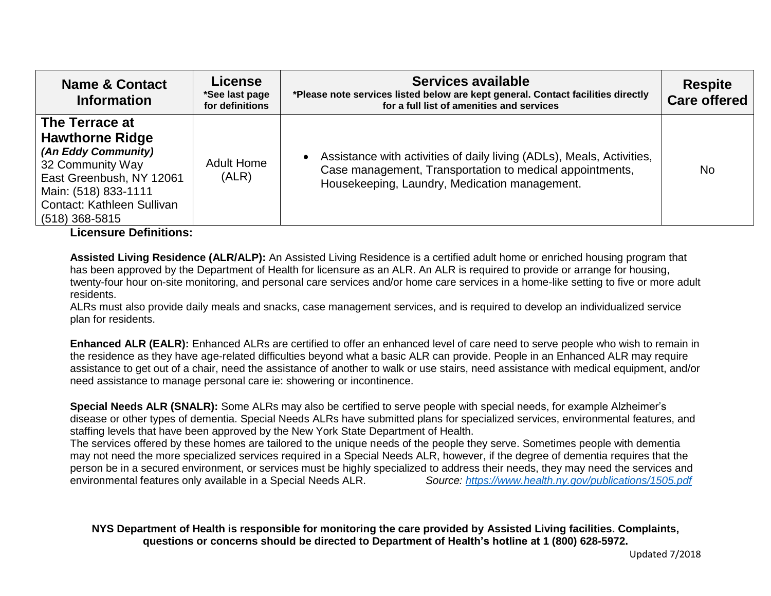| Name & Contact Information | License *See last page for definitions | Services available *Please note services listed below are kept general. Contact facilities directly for a full list of amenities and services | Respite Care offered |
|---|---|---|---|
| **The Terrace at Hawthorne Ridge** ***(An Eddy Community)*** 32 Community Way East Greenbush, NY 12061 Main: (518) 833-1111 Contact: Kathleen Sullivan (518) 368-5815 | Adult Home (ALR) | • Assistance with activities of daily living (ADLs), Meals, Activities, Case management, Transportation to medical appointments, Housekeeping, Laundry, Medication management. | No |

**Licensure Definitions:**

**Assisted Living Residence (ALR/ALP):** An Assisted Living Residence is a certified adult home or enriched housing program that has been approved by the Department of Health for licensure as an ALR. An ALR is required to provide or arrange for housing, twenty-four hour on-site monitoring, and personal care services and/or home care services in a home-like setting to five or more adult residents.
ALRs must also provide daily meals and snacks, case management services, and is required to develop an individualized service plan for residents.

**Enhanced ALR (EALR):** Enhanced ALRs are certified to offer an enhanced level of care need to serve people who wish to remain in the residence as they have age-related difficulties beyond what a basic ALR can provide. People in an Enhanced ALR may require assistance to get out of a chair, need the assistance of another to walk or use stairs, need assistance with medical equipment, and/or need assistance to manage personal care ie: showering or incontinence.

**Special Needs ALR (SNALR):** Some ALRs may also be certified to serve people with special needs, for example Alzheimer's disease or other types of dementia. Special Needs ALRs have submitted plans for specialized services, environmental features, and staffing levels that have been approved by the New York State Department of Health.
The services offered by these homes are tailored to the unique needs of the people they serve. Sometimes people with dementia may not need the more specialized services required in a Special Needs ALR, however, if the degree of dementia requires that the person be in a secured environment, or services must be highly specialized to address their needs, they may need the services and environmental features only available in a Special Needs ALR. *Source: https://www.health.ny.gov/publications/1505.pdf*

**NYS Department of Health is responsible for monitoring the care provided by Assisted Living facilities. Complaints, questions or concerns should be directed to Department of Health's hotline at 1 (800) 628-5972.**

Updated 7/2018